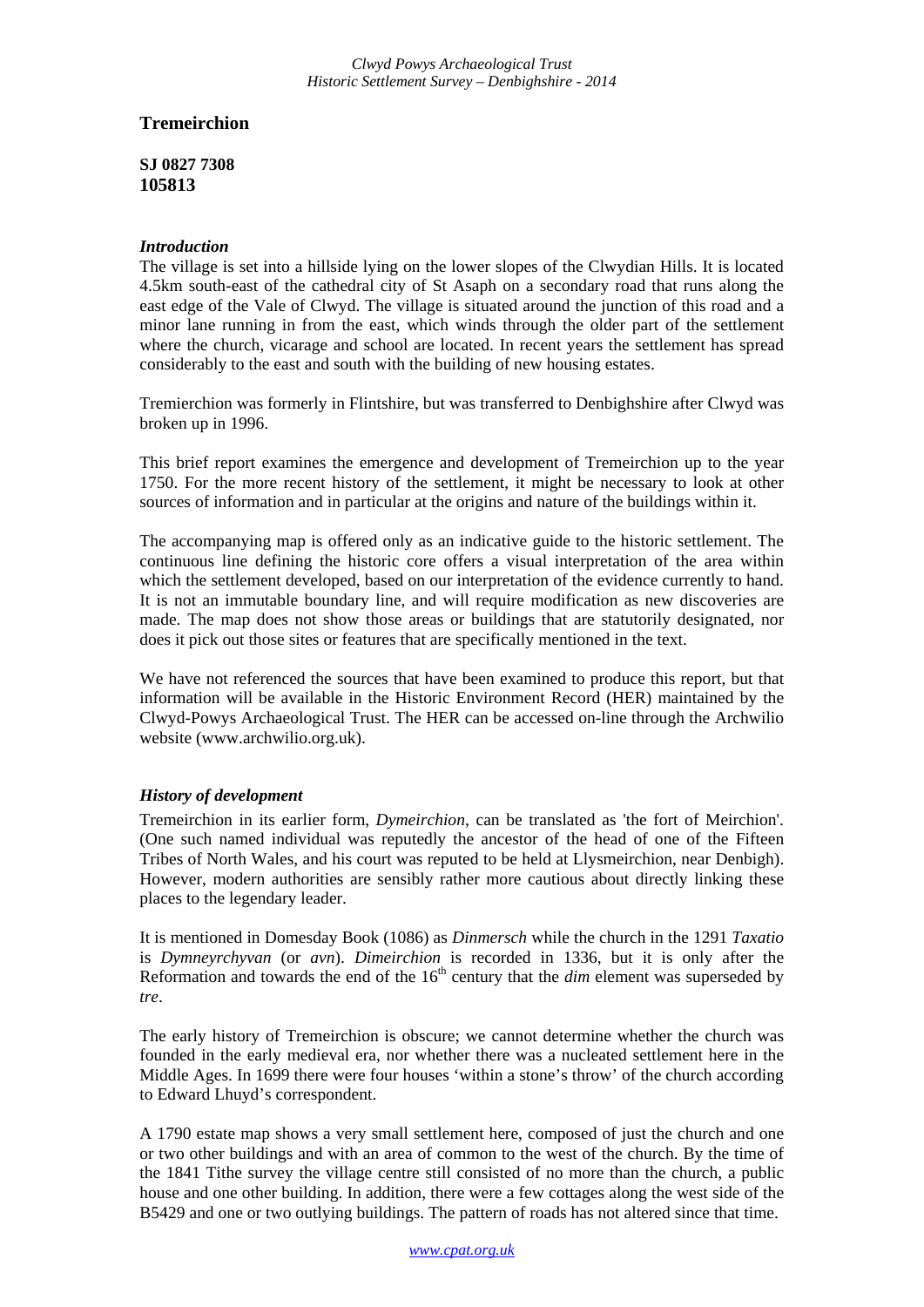# Tremeirchion

**SJ 0827 7308**
**105813**

### *Introduction*

The village is set into a hillside lying on the lower slopes of the Clwydian Hills. It is located 4.5km south-east of the cathedral city of St Asaph on a secondary road that runs along the east edge of the Vale of Clwyd. The village is situated around the junction of this road and a minor lane running in from the east, which winds through the older part of the settlement where the church, vicarage and school are located. In recent years the settlement has spread considerably to the east and south with the building of new housing estates.

Tremierchion was formerly in Flintshire, but was transferred to Denbighshire after Clwyd was broken up in 1996.

This brief report examines the emergence and development of Tremeirchion up to the year 1750. For the more recent history of the settlement, it might be necessary to look at other sources of information and in particular at the origins and nature of the buildings within it.

The accompanying map is offered only as an indicative guide to the historic settlement. The continuous line defining the historic core offers a visual interpretation of the area within which the settlement developed, based on our interpretation of the evidence currently to hand. It is not an immutable boundary line, and will require modification as new discoveries are made. The map does not show those areas or buildings that are statutorily designated, nor does it pick out those sites or features that are specifically mentioned in the text.

We have not referenced the sources that have been examined to produce this report, but that information will be available in the Historic Environment Record (HER) maintained by the Clwyd-Powys Archaeological Trust. The HER can be accessed on-line through the Archwilio website (www.archwilio.org.uk).

### *History of development*

Tremeirchion in its earlier form, *Dymeirchion*, can be translated as 'the fort of Meirchion'. (One such named individual was reputedly the ancestor of the head of one of the Fifteen Tribes of North Wales, and his court was reputed to be held at Llysmeirchion, near Denbigh). However, modern authorities are sensibly rather more cautious about directly linking these places to the legendary leader.

It is mentioned in Domesday Book (1086) as *Dinmersch* while the church in the 1291 *Taxatio* is *Dymneyrchyvan* (or *avn*). *Dimeirchion* is recorded in 1336, but it is only after the Reformation and towards the end of the 16th century that the *dim* element was superseded by *tre*.

The early history of Tremeirchion is obscure; we cannot determine whether the church was founded in the early medieval era, nor whether there was a nucleated settlement here in the Middle Ages. In 1699 there were four houses 'within a stone's throw' of the church according to Edward Lhuyd's correspondent.

A 1790 estate map shows a very small settlement here, composed of just the church and one or two other buildings and with an area of common to the west of the church. By the time of the 1841 Tithe survey the village centre still consisted of no more than the church, a public house and one other building. In addition, there were a few cottages along the west side of the B5429 and one or two outlying buildings. The pattern of roads has not altered since that time.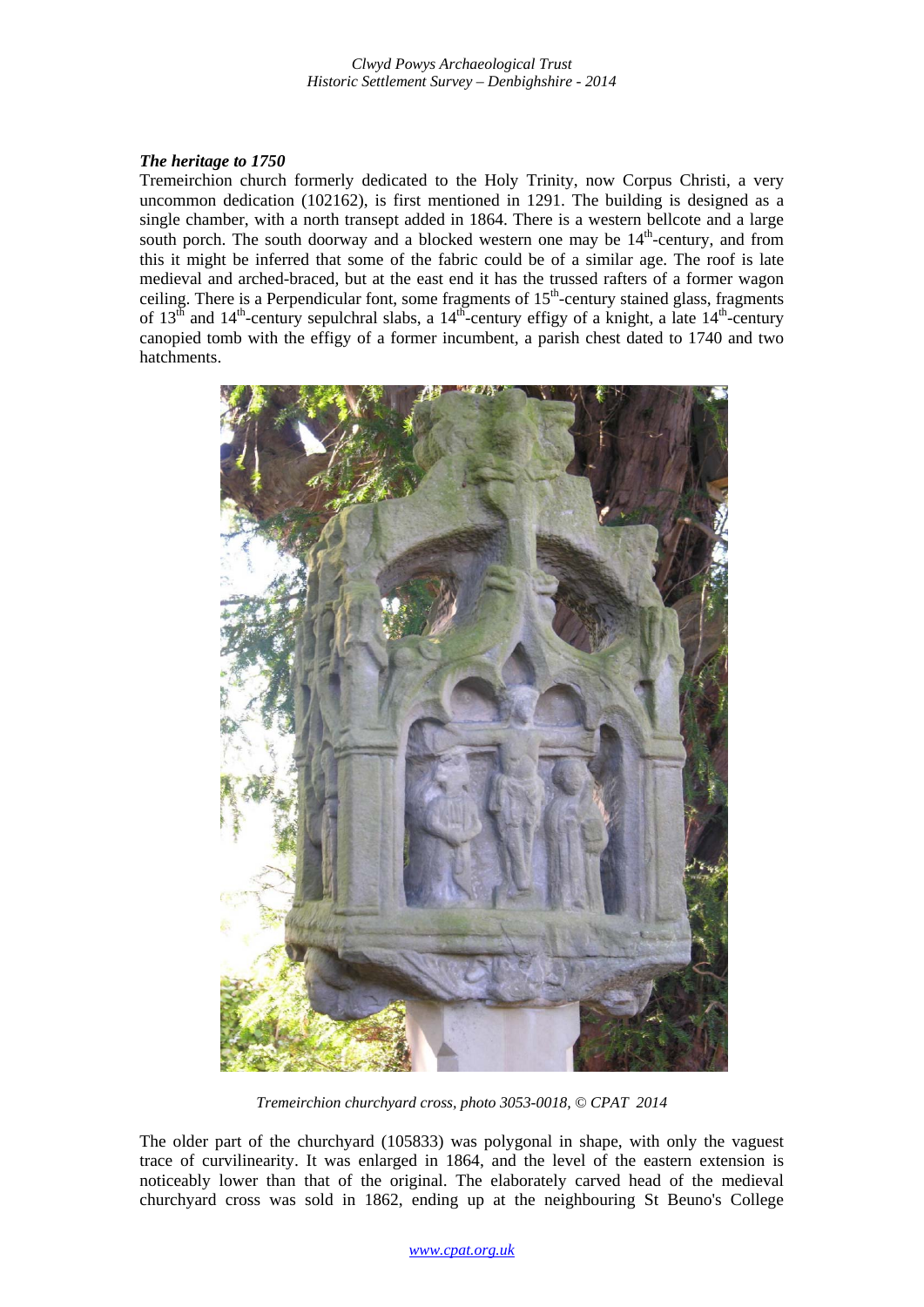### *The heritage to 1750*

Tremeirchion church formerly dedicated to the Holy Trinity, now Corpus Christi, a very uncommon dedication (102162), is first mentioned in 1291. The building is designed as a single chamber, with a north transept added in 1864. There is a western bellcote and a large south porch. The south doorway and a blocked western one may be 14th-century, and from this it might be inferred that some of the fabric could be of a similar age. The roof is late medieval and arched-braced, but at the east end it has the trussed rafters of a former wagon ceiling. There is a Perpendicular font, some fragments of 15th-century stained glass, fragments of 13th and 14th-century sepulchral slabs, a 14th-century effigy of a knight, a late 14th-century canopied tomb with the effigy of a former incumbent, a parish chest dated to 1740 and two hatchments.

*Tremeirchion churchyard cross, photo 3053-0018, © CPAT 2014*

The older part of the churchyard (105833) was polygonal in shape, with only the vaguest trace of curvilinearity. It was enlarged in 1864, and the level of the eastern extension is noticeably lower than that of the original. The elaborately carved head of the medieval churchyard cross was sold in 1862, ending up at the neighbouring St Beuno's College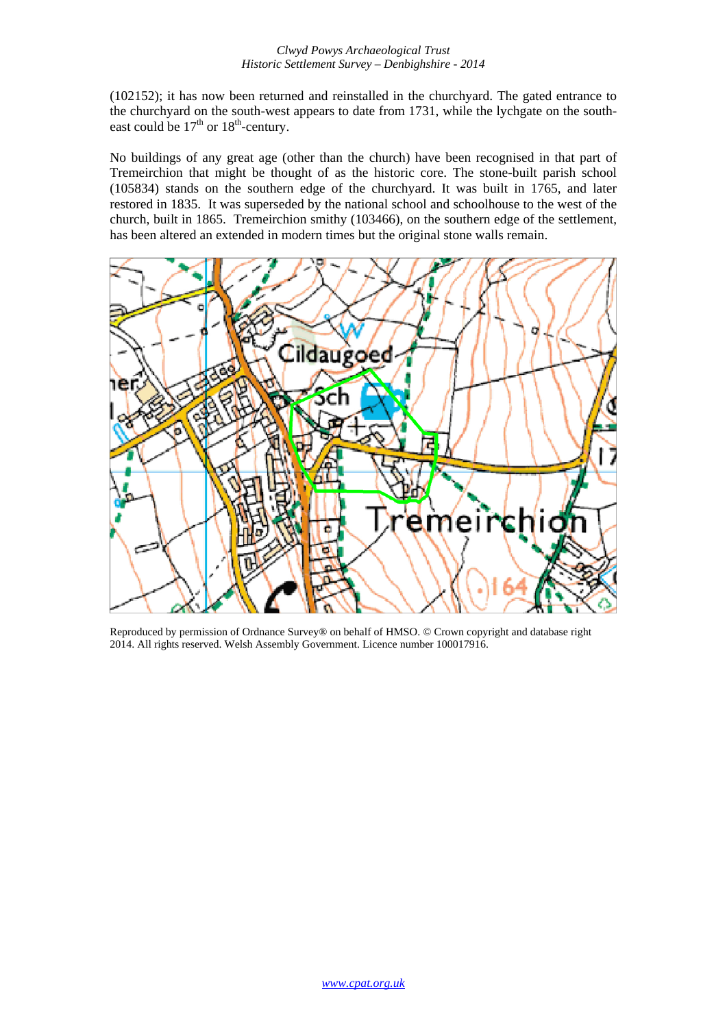(102152); it has now been returned and reinstalled in the churchyard. The gated entrance to the churchyard on the south-west appears to date from 1731, while the lychgate on the south-east could be 17th or 18th-century.

No buildings of any great age (other than the church) have been recognised in that part of Tremeirchion that might be thought of as the historic core. The stone-built parish school (105834) stands on the southern edge of the churchyard. It was built in 1765, and later restored in 1835. It was superseded by the national school and schoolhouse to the west of the church, built in 1865. Tremeirchion smithy (103466), on the southern edge of the settlement, has been altered an extended in modern times but the original stone walls remain.

Cildaugoed
Sch
Tremeirchion
164

Reproduced by permission of Ordnance Survey® on behalf of HMSO. © Crown copyright and database right 2014. All rights reserved. Welsh Assembly Government. Licence number 100017916.